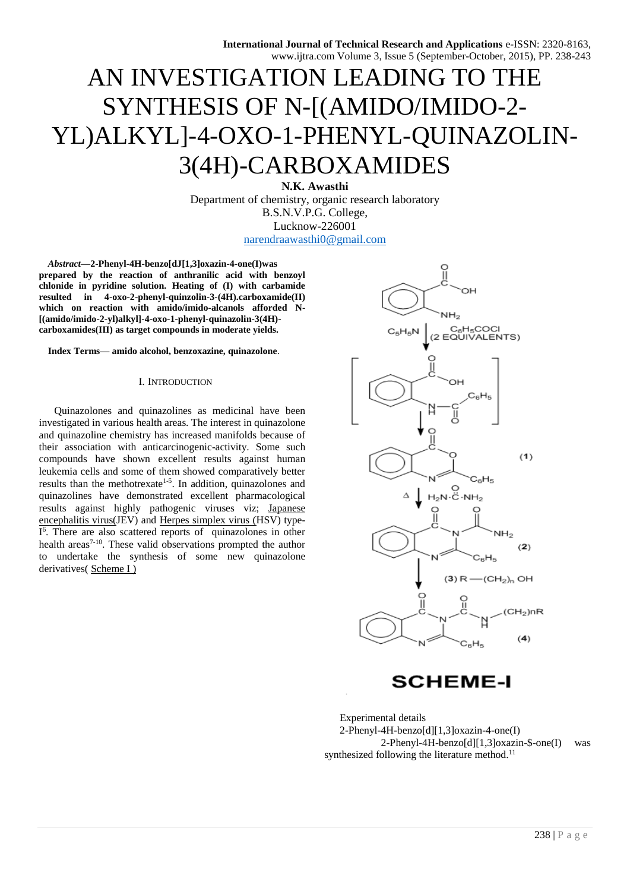# AN INVESTIGATION LEADING TO THE SYNTHESIS OF N-[(AMIDO/IMIDO-2-YL)ALKYL]-4-OXO-1-PHENYL-QUINAZOLIN-3(4H)-CARBOXAMIDES

**N.K. Awasthi**

Department of chemistry, organic research laboratory
B.S.N.V.P.G. College,
Lucknow-226001
narendraawasthi0@gmail.com

***Abstract*—2-Phenyl-4H-benzo[dJ[1,3]oxazin-4-one(I)was prepared by the reaction of anthranilic acid with benzoyl chlonide in pyridine solution. Heating of (I) with carbamide resulted in 4-oxo-2-phenyl-quinzolin-3-(4H).carboxamide(II) which on reaction with amido/imido-alcanols afforded N-[(amido/imido-2-yl)alkyl]-4-oxo-1-phenyl-quinazolin-3(4H)-carboxamides(III) as target compounds in moderate yields.**

**Index Terms— amido alcohol, benzoxazine, quinazolone**.

## I. INTRODUCTION

Quinazolones and quinazolines as medicinal have been investigated in various health areas. The interest in quinazolone and quinazoline chemistry has increased manifolds because of their association with anticarcinogenic-activity. Some such compounds have shown excellent results against human leukemia cells and some of them showed comparatively better results than the methotrexate[1-5]. In addition, quinazolones and quinazolines have demonstrated excellent pharmacological results against highly pathogenic viruses viz; Japanese encephalitis virus(JEV) and Herpes simplex virus (HSV) type-I[6]. There are also scattered reports of quinazolones in other health areas[7-10]. These valid observations prompted the author to undertake the synthesis of some new quinazolone derivatives( Scheme I )

SCHEME-I

Experimental details

2-Phenyl-4H-benzo[d][1,3]oxazin-4-one(I)

2-Phenyl-4H-benzo[d][1,3]oxazin-$-one(I) was synthesized following the literature method.[11]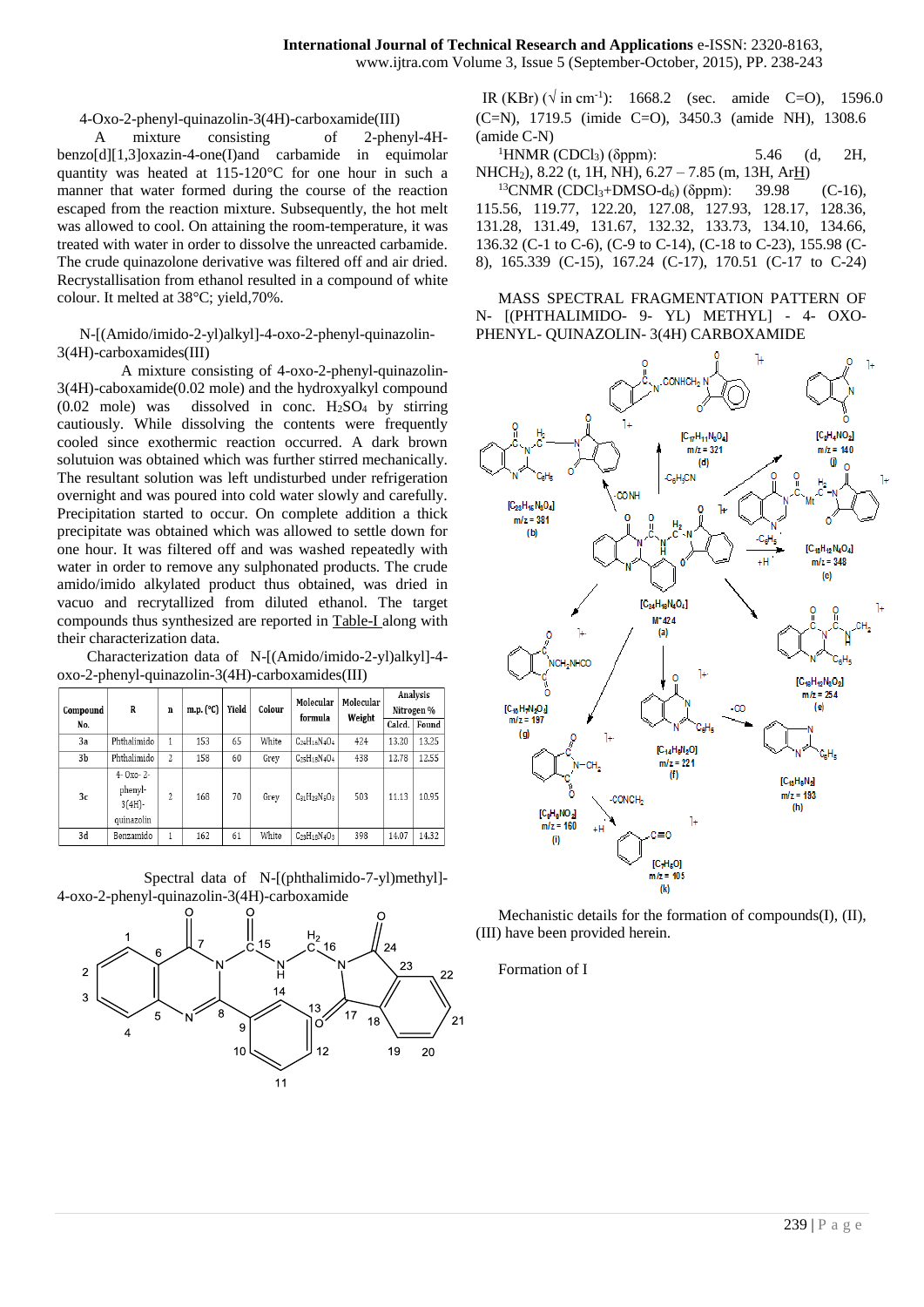4-Oxo-2-phenyl-quinazolin-3(4H)-carboxamide(III)

A mixture consisting of 2-phenyl-4H-benzo[d][1,3]oxazin-4-one(I)and carbamide in equimolar quantity was heated at 115-120°C for one hour in such a manner that water formed during the course of the reaction escaped from the reaction mixture. Subsequently, the hot melt was allowed to cool. On attaining the room-temperature, it was treated with water in order to dissolve the unreacted carbamide. The crude quinazolone derivative was filtered off and air dried. Recrystallisation from ethanol resulted in a compound of white colour. It melted at 38°C; yield,70%.

N-[(Amido/imido-2-yl)alkyl]-4-oxo-2-phenyl-quinazolin-3(4H)-carboxamides(III)

A mixture consisting of 4-oxo-2-phenyl-quinazolin-3(4H)-caboxamide(0.02 mole) and the hydroxyalkyl compound (0.02 mole) was dissolved in conc. $H_2SO_4$ by stirring cautiously. While dissolving the contents were frequently cooled since exothermic reaction occurred. A dark brown solutuion was obtained which was further stirred mechanically. The resultant solution was left undisturbed under refrigeration overnight and was poured into cold water slowly and carefully. Precipitation started to occur. On complete addition a thick precipitate was obtained which was allowed to settle down for one hour. It was filtered off and was washed repeatedly with water in order to remove any sulphonated products. The crude amido/imido alkylated product thus obtained, was dried in vacuo and recrytallized from diluted ethanol. The target compounds thus synthesized are reported in Table-I along with their characterization data.

Characterization data of N-[(Amido/imido-2-yl)alkyl]-4-oxo-2-phenyl-quinazolin-3(4H)-carboxamides(III)

| Compound No. | R | n | m.p. (°C) | Yield | Colour | Molecular formula | Molecular Weight | Analysis Nitrogen % | |
|---|---|---|---|---|---|---|---|---|---|
| | | | | | | | | Calcd. | Found |
| 3a | Phthalimido | 1 | 153 | 65 | White | $C_{24}H_{16}N_4O_4$ | 424 | 13.20 | 13.25 |
| 3b | Phthalimido | 2 | 158 | 60 | Grey | $C_{25}H_{18}N_4O_4$ | 438 | 12.78 | 12.55 |
| 3c | 4- Oxo- 2-phenyl-3(4H)-quinazolin | 2 | 168 | 70 | Grey | $C_{31}H_{22}N_5O_3$ | 503 | 11.13 | 10.95 |
| 3d | Benzamido | 1 | 162 | 61 | White | $C_{23}H_{18}N_4O_3$ | 398 | 14.07 | 14.32 |

Spectral data of N-[(phthalimido-7-yl)methyl]-4-oxo-2-phenyl-quinazolin-3(4H)-carboxamide

IR (KBr) (√ in $cm^{-1}$): 1668.2 (sec. amide C=O), 1596.0 (C=N), 1719.5 (imide C=O), 3450.3 (amide NH), 1308.6 (amide C-N)

[1]HNMR ($CDCl_3$) (δppm): 5.46 (d, 2H, $NHCH_2$), 8.22 (t, 1H, NH), 6.27 – 7.85 (m, 13H, ArH)

[13]CNMR ($CDCl_3$+DMSO-$d_6$) (δppm): 39.98 (C-16), 115.56, 119.77, 122.20, 127.08, 127.93, 128.17, 128.36, 131.28, 131.49, 131.67, 132.32, 133.73, 134.10, 134.66, 136.32 (C-1 to C-6), (C-9 to C-14), (C-18 to C-23), 155.98 (C-8), 165.339 (C-15), 167.24 (C-17), 170.51 (C-17 to C-24)

MASS SPECTRAL FRAGMENTATION PATTERN OF N- [(PHTHALIMIDO- 9- YL) METHYL] - 4- OXO-PHENYL- QUINAZOLIN- 3(4H) CARBOXAMIDE

Mechanistic details for the formation of compounds(I), (II), (III) have been provided herein.

Formation of I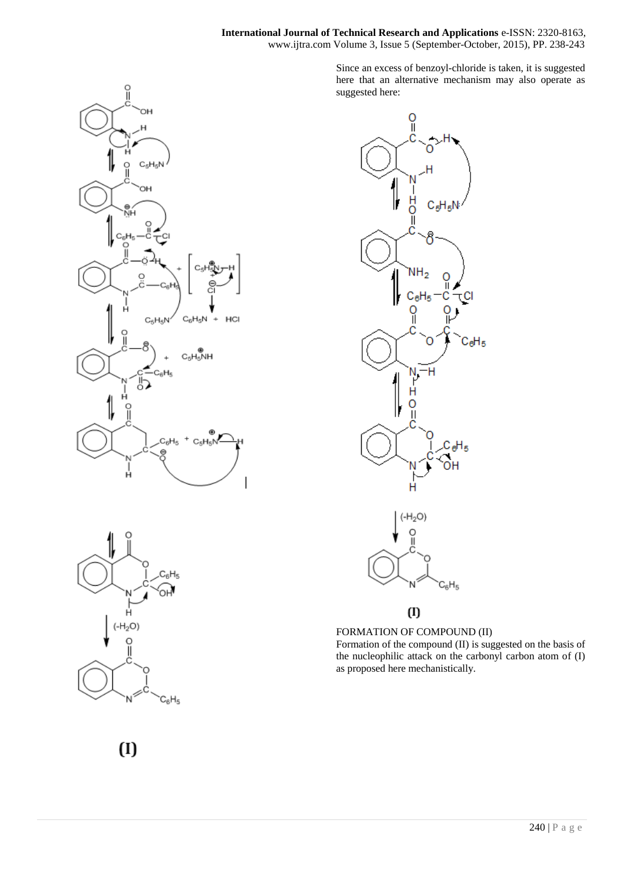Since an excess of benzoyl-chloride is taken, it is suggested here that an alternative mechanism may also operate as suggested here:

**(I)**

FORMATION OF COMPOUND (II)

Formation of the compound (II) is suggested on the basis of the nucleophilic attack on the carbonyl carbon atom of (I) as proposed here mechanistically.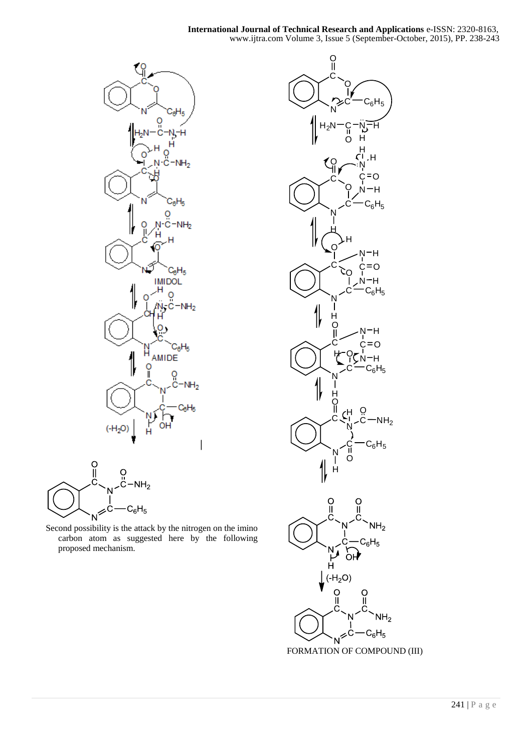IMIDOL

AMIDE

$(-H_2O)$

Second possibility is the attack by the nitrogen on the imino carbon atom as suggested here by the following proposed mechanism.

$(-H_2O)$

FORMATION OF COMPOUND (III)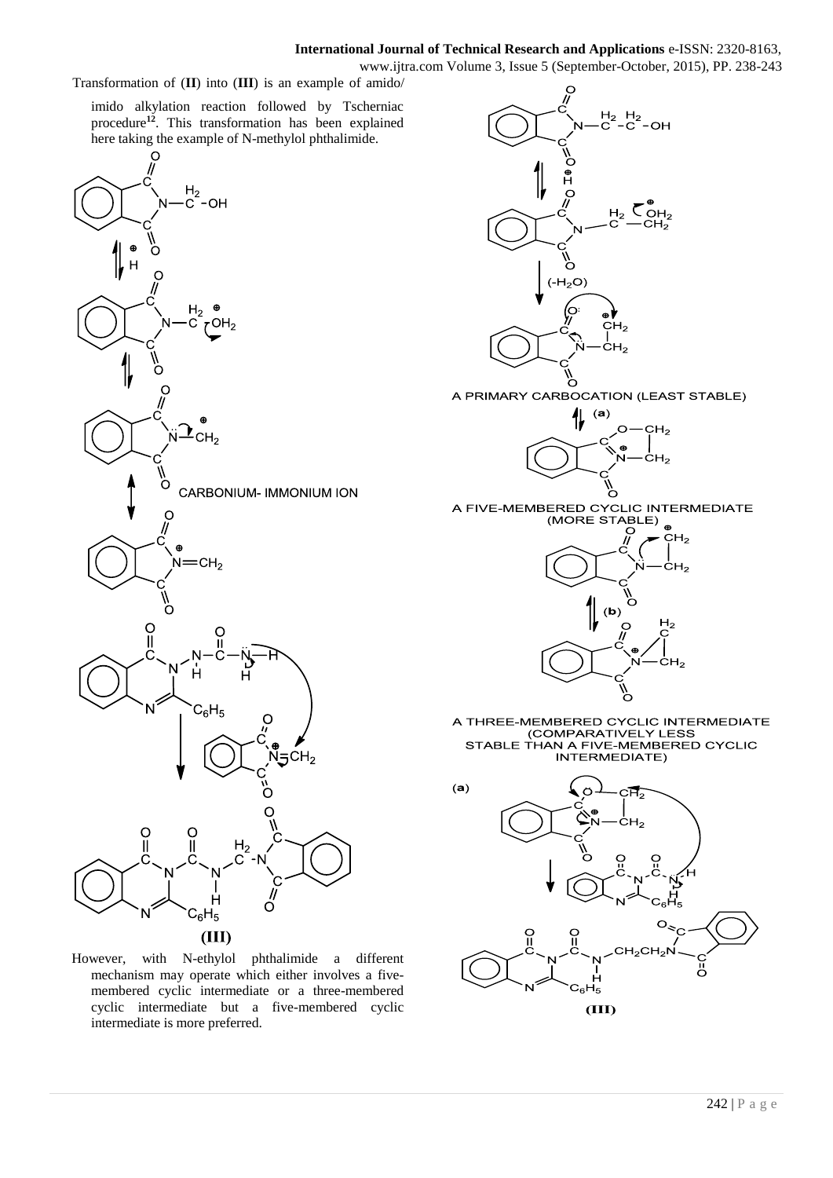Transformation of (**II**) into (**III**) is an example of amido/imido alkylation reaction followed by Tscherniac procedure[12]. This transformation has been explained here taking the example of N-methylol phthalimide.

CARBONIUM- IMMONIUM ION

**(III)**

However, with N-ethylol phthalimide a different mechanism may operate which either involves a five-membered cyclic intermediate or a three-membered cyclic intermediate but a five-membered cyclic intermediate is more preferred.

($-H_2O$)

A PRIMARY CARBOCATION (LEAST STABLE)

(**a**)

A FIVE-MEMBERED CYCLIC INTERMEDIATE (MORE STABLE)

(**b**)

A THREE-MEMBERED CYCLIC INTERMEDIATE (COMPARATIVELY LESS STABLE THAN A FIVE-MEMBERED CYCLIC INTERMEDIATE)

(**a**)

**(III)**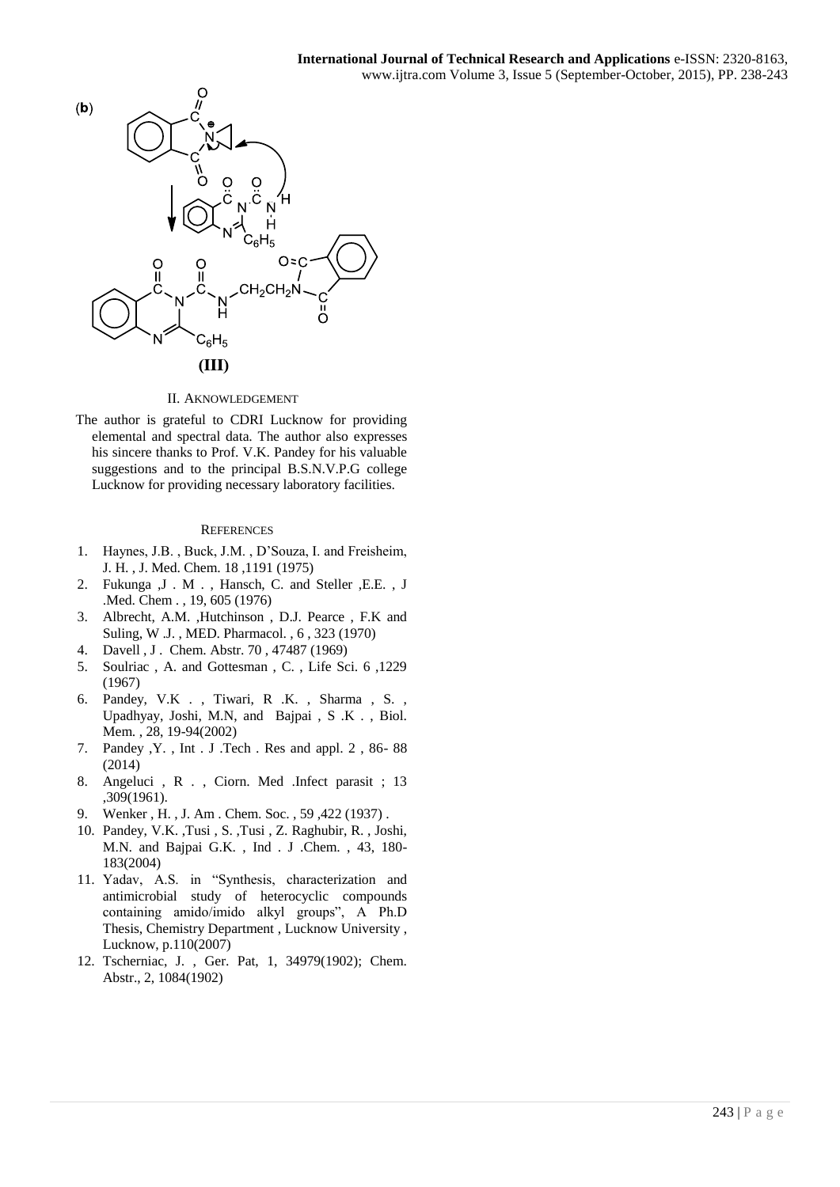(b)

(III)

## II. Aknowledgement

The author is grateful to CDRI Lucknow for providing elemental and spectral data. The author also expresses his sincere thanks to Prof. V.K. Pandey for his valuable suggestions and to the principal B.S.N.V.P.G college Lucknow for providing necessary laboratory facilities.

## References

1. Haynes, J.B. , Buck, J.M. , D'Souza, I. and Freisheim, J. H. , J. Med. Chem. 18 ,1191 (1975)
2. Fukunga ,J . M . , Hansch, C. and Steller ,E.E. , J .Med. Chem . , 19, 605 (1976)
3. Albrecht, A.M. ,Hutchinson , D.J. Pearce , F.K and Suling, W .J. , MED. Pharmacol. , 6 , 323 (1970)
4. Davell , J . Chem. Abstr. 70 , 47487 (1969)
5. Soulriac , A. and Gottesman , C. , Life Sci. 6 ,1229 (1967)
6. Pandey, V.K . , Tiwari, R .K. , Sharma , S. , Upadhyay, Joshi, M.N, and Bajpai , S .K . , Biol. Mem. , 28, 19-94(2002)
7. Pandey ,Y. , Int . J .Tech . Res and appl. 2 , 86- 88 (2014)
8. Angeluci , R . , Ciorn. Med .Infect parasit ; 13 ,309(1961).
9. Wenker , H. , J. Am . Chem. Soc. , 59 ,422 (1937) .
10. Pandey, V.K. ,Tusi , S. ,Tusi , Z. Raghubir, R. , Joshi, M.N. and Bajpai G.K. , Ind . J .Chem. , 43, 180-183(2004)
11. Yadav, A.S. in "Synthesis, characterization and antimicrobial study of heterocyclic compounds containing amido/imido alkyl groups", A Ph.D Thesis, Chemistry Department , Lucknow University , Lucknow, p.110(2007)
12. Tscherniac, J. , Ger. Pat, 1, 34979(1902); Chem. Abstr., 2, 1084(1902)